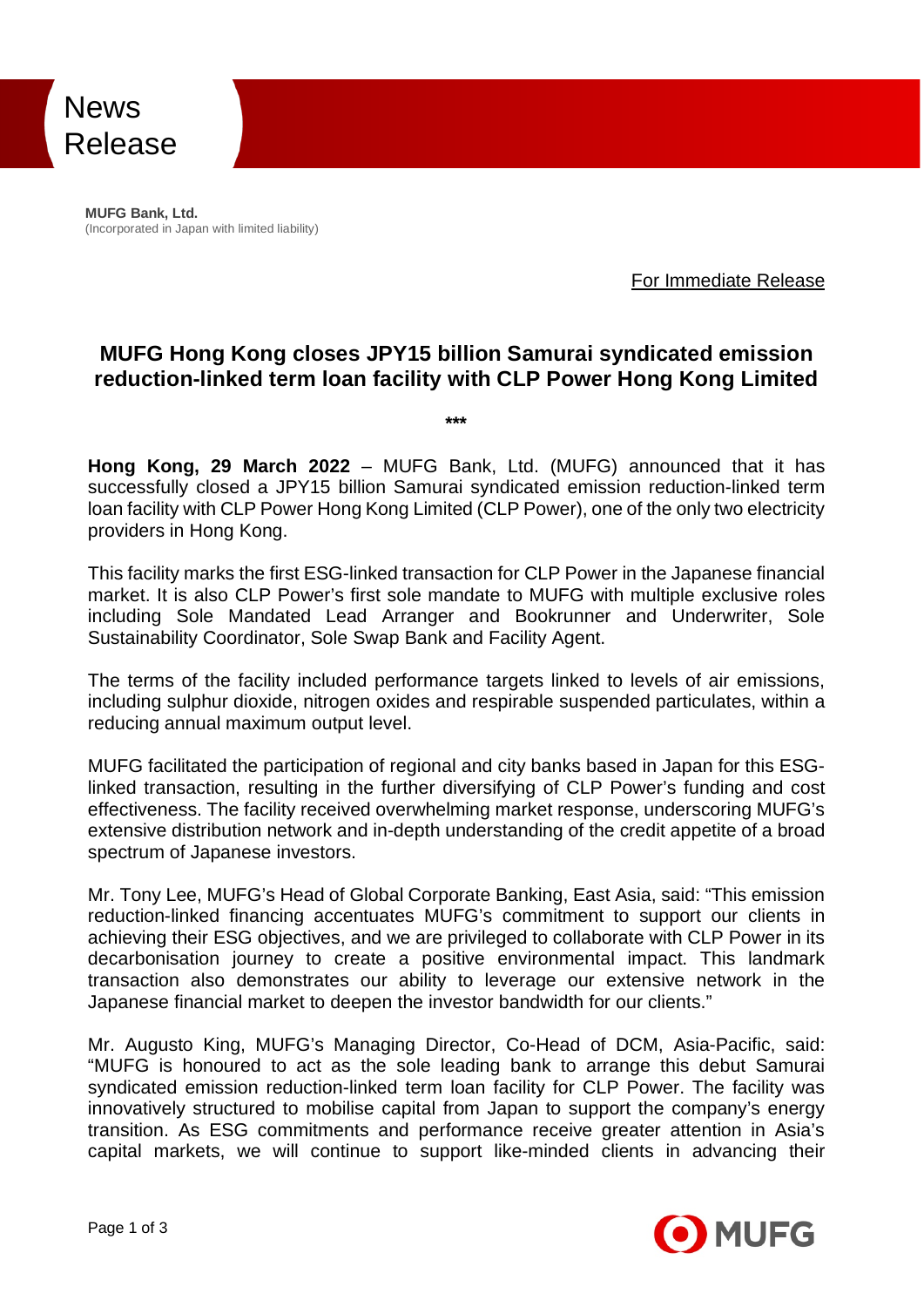News Release

**MUFG Bank, Ltd.**
(Incorporated in Japan with limited liability)

For Immediate Release

# MUFG Hong Kong closes JPY15 billion Samurai syndicated emission reduction-linked term loan facility with CLP Power Hong Kong Limited

***

**Hong Kong, 29 March 2022** – MUFG Bank, Ltd. (MUFG) announced that it has successfully closed a JPY15 billion Samurai syndicated emission reduction-linked term loan facility with CLP Power Hong Kong Limited (CLP Power), one of the only two electricity providers in Hong Kong.

This facility marks the first ESG-linked transaction for CLP Power in the Japanese financial market. It is also CLP Power's first sole mandate to MUFG with multiple exclusive roles including Sole Mandated Lead Arranger and Bookrunner and Underwriter, Sole Sustainability Coordinator, Sole Swap Bank and Facility Agent.

The terms of the facility included performance targets linked to levels of air emissions, including sulphur dioxide, nitrogen oxides and respirable suspended particulates, within a reducing annual maximum output level.

MUFG facilitated the participation of regional and city banks based in Japan for this ESG-linked transaction, resulting in the further diversifying of CLP Power's funding and cost effectiveness. The facility received overwhelming market response, underscoring MUFG's extensive distribution network and in-depth understanding of the credit appetite of a broad spectrum of Japanese investors.

Mr. Tony Lee, MUFG's Head of Global Corporate Banking, East Asia, said: "This emission reduction-linked financing accentuates MUFG's commitment to support our clients in achieving their ESG objectives, and we are privileged to collaborate with CLP Power in its decarbonisation journey to create a positive environmental impact. This landmark transaction also demonstrates our ability to leverage our extensive network in the Japanese financial market to deepen the investor bandwidth for our clients."

Mr. Augusto King, MUFG's Managing Director, Co-Head of DCM, Asia-Pacific, said: "MUFG is honoured to act as the sole leading bank to arrange this debut Samurai syndicated emission reduction-linked term loan facility for CLP Power. The facility was innovatively structured to mobilise capital from Japan to support the company's energy transition. As ESG commitments and performance receive greater attention in Asia's capital markets, we will continue to support like-minded clients in advancing their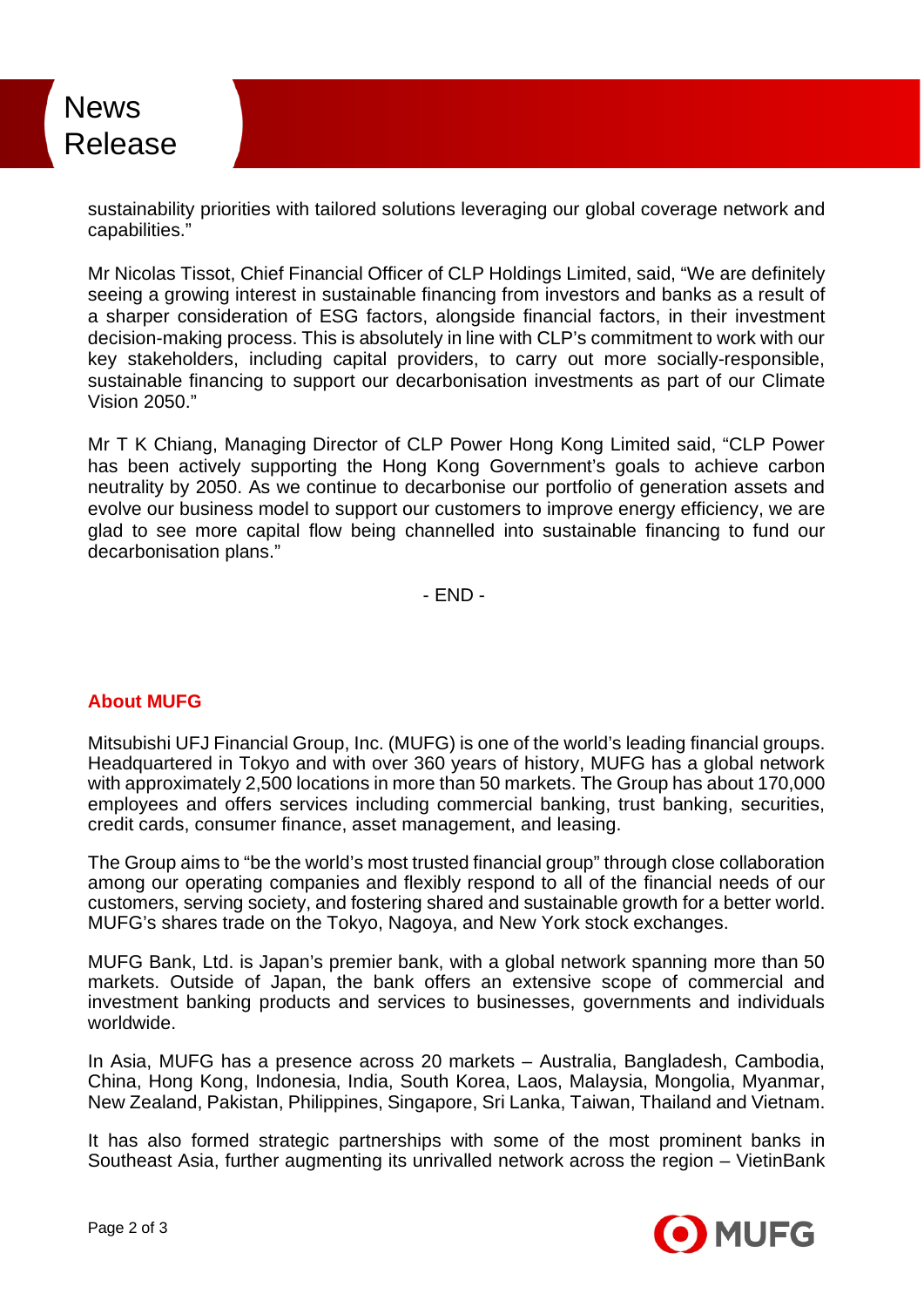sustainability priorities with tailored solutions leveraging our global coverage network and capabilities."

Mr Nicolas Tissot, Chief Financial Officer of CLP Holdings Limited, said, "We are definitely seeing a growing interest in sustainable financing from investors and banks as a result of a sharper consideration of ESG factors, alongside financial factors, in their investment decision-making process. This is absolutely in line with CLP's commitment to work with our key stakeholders, including capital providers, to carry out more socially-responsible, sustainable financing to support our decarbonisation investments as part of our Climate Vision 2050."

Mr T K Chiang, Managing Director of CLP Power Hong Kong Limited said, "CLP Power has been actively supporting the Hong Kong Government's goals to achieve carbon neutrality by 2050. As we continue to decarbonise our portfolio of generation assets and evolve our business model to support our customers to improve energy efficiency, we are glad to see more capital flow being channelled into sustainable financing to fund our decarbonisation plans."

- END -

## About MUFG

Mitsubishi UFJ Financial Group, Inc. (MUFG) is one of the world's leading financial groups. Headquartered in Tokyo and with over 360 years of history, MUFG has a global network with approximately 2,500 locations in more than 50 markets. The Group has about 170,000 employees and offers services including commercial banking, trust banking, securities, credit cards, consumer finance, asset management, and leasing.

The Group aims to "be the world's most trusted financial group" through close collaboration among our operating companies and flexibly respond to all of the financial needs of our customers, serving society, and fostering shared and sustainable growth for a better world. MUFG's shares trade on the Tokyo, Nagoya, and New York stock exchanges.

MUFG Bank, Ltd. is Japan's premier bank, with a global network spanning more than 50 markets. Outside of Japan, the bank offers an extensive scope of commercial and investment banking products and services to businesses, governments and individuals worldwide.

In Asia, MUFG has a presence across 20 markets – Australia, Bangladesh, Cambodia, China, Hong Kong, Indonesia, India, South Korea, Laos, Malaysia, Mongolia, Myanmar, New Zealand, Pakistan, Philippines, Singapore, Sri Lanka, Taiwan, Thailand and Vietnam.

It has also formed strategic partnerships with some of the most prominent banks in Southeast Asia, further augmenting its unrivalled network across the region – VietinBank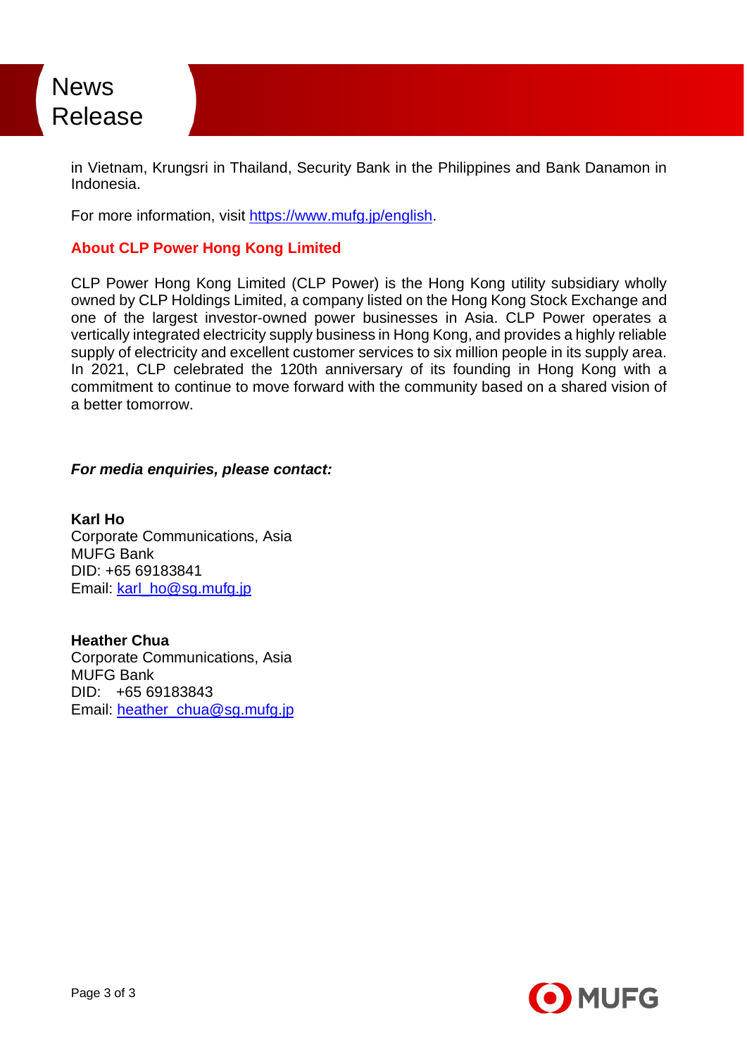in Vietnam, Krungsri in Thailand, Security Bank in the Philippines and Bank Danamon in Indonesia.

For more information, visit [https://www.mufg.jp/english](https://www.mufg.jp/english).

## About CLP Power Hong Kong Limited

CLP Power Hong Kong Limited (CLP Power) is the Hong Kong utility subsidiary wholly owned by CLP Holdings Limited, a company listed on the Hong Kong Stock Exchange and one of the largest investor-owned power businesses in Asia. CLP Power operates a vertically integrated electricity supply business in Hong Kong, and provides a highly reliable supply of electricity and excellent customer services to six million people in its supply area. In 2021, CLP celebrated the 120th anniversary of its founding in Hong Kong with a commitment to continue to move forward with the community based on a shared vision of a better tomorrow.

***For media enquiries, please contact:***

**Karl Ho**
Corporate Communications, Asia
MUFG Bank
DID: +65 69183841
Email: karl_ho@sg.mufg.jp

**Heather Chua**
Corporate Communications, Asia
MUFG Bank
DID: +65 69183843
Email: heather_chua@sg.mufg.jp